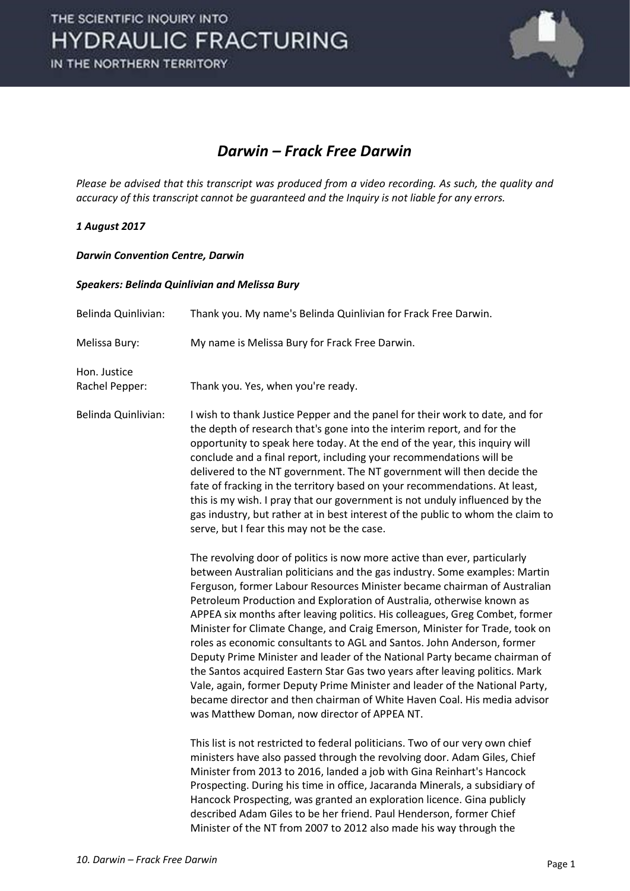# *Darwin – Frack Free Darwin*

*Please be advised that this transcript was produced from a video recording. As such, the quality and accuracy of this transcript cannot be guaranteed and the Inquiry is not liable for any errors.*

***1 August 2017***

***Darwin Convention Centre, Darwin***

***Speakers: Belinda Quinlivian and Melissa Bury***

Belinda Quinlivian: Thank you. My name's Belinda Quinlivian for Frack Free Darwin.

Melissa Bury: My name is Melissa Bury for Frack Free Darwin.

Hon. Justice Rachel Pepper: Thank you. Yes, when you're ready.

Belinda Quinlivian: I wish to thank Justice Pepper and the panel for their work to date, and for the depth of research that's gone into the interim report, and for the opportunity to speak here today. At the end of the year, this inquiry will conclude and a final report, including your recommendations will be delivered to the NT government. The NT government will then decide the fate of fracking in the territory based on your recommendations. At least, this is my wish. I pray that our government is not unduly influenced by the gas industry, but rather at in best interest of the public to whom the claim to serve, but I fear this may not be the case.

The revolving door of politics is now more active than ever, particularly between Australian politicians and the gas industry. Some examples: Martin Ferguson, former Labour Resources Minister became chairman of Australian Petroleum Production and Exploration of Australia, otherwise known as APPEA six months after leaving politics. His colleagues, Greg Combet, former Minister for Climate Change, and Craig Emerson, Minister for Trade, took on roles as economic consultants to AGL and Santos. John Anderson, former Deputy Prime Minister and leader of the National Party became chairman of the Santos acquired Eastern Star Gas two years after leaving politics. Mark Vale, again, former Deputy Prime Minister and leader of the National Party, became director and then chairman of White Haven Coal. His media advisor was Matthew Doman, now director of APPEA NT.

This list is not restricted to federal politicians. Two of our very own chief ministers have also passed through the revolving door. Adam Giles, Chief Minister from 2013 to 2016, landed a job with Gina Reinhart's Hancock Prospecting. During his time in office, Jacaranda Minerals, a subsidiary of Hancock Prospecting, was granted an exploration licence. Gina publicly described Adam Giles to be her friend. Paul Henderson, former Chief Minister of the NT from 2007 to 2012 also made his way through the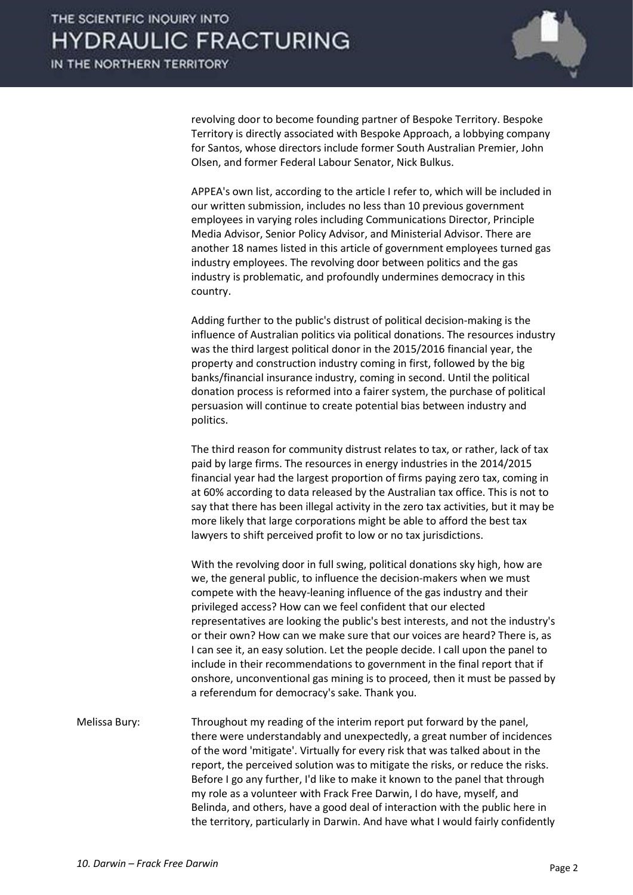revolving door to become founding partner of Bespoke Territory. Bespoke Territory is directly associated with Bespoke Approach, a lobbying company for Santos, whose directors include former South Australian Premier, John Olsen, and former Federal Labour Senator, Nick Bulkus.

APPEA's own list, according to the article I refer to, which will be included in our written submission, includes no less than 10 previous government employees in varying roles including Communications Director, Principle Media Advisor, Senior Policy Advisor, and Ministerial Advisor. There are another 18 names listed in this article of government employees turned gas industry employees. The revolving door between politics and the gas industry is problematic, and profoundly undermines democracy in this country.

Adding further to the public's distrust of political decision-making is the influence of Australian politics via political donations. The resources industry was the third largest political donor in the 2015/2016 financial year, the property and construction industry coming in first, followed by the big banks/financial insurance industry, coming in second. Until the political donation process is reformed into a fairer system, the purchase of political persuasion will continue to create potential bias between industry and politics.

The third reason for community distrust relates to tax, or rather, lack of tax paid by large firms. The resources in energy industries in the 2014/2015 financial year had the largest proportion of firms paying zero tax, coming in at 60% according to data released by the Australian tax office. This is not to say that there has been illegal activity in the zero tax activities, but it may be more likely that large corporations might be able to afford the best tax lawyers to shift perceived profit to low or no tax jurisdictions.

With the revolving door in full swing, political donations sky high, how are we, the general public, to influence the decision-makers when we must compete with the heavy-leaning influence of the gas industry and their privileged access? How can we feel confident that our elected representatives are looking the public's best interests, and not the industry's or their own? How can we make sure that our voices are heard? There is, as I can see it, an easy solution. Let the people decide. I call upon the panel to include in their recommendations to government in the final report that if onshore, unconventional gas mining is to proceed, then it must be passed by a referendum for democracy's sake. Thank you.

Melissa Bury: Throughout my reading of the interim report put forward by the panel, there were understandably and unexpectedly, a great number of incidences of the word 'mitigate'. Virtually for every risk that was talked about in the report, the perceived solution was to mitigate the risks, or reduce the risks. Before I go any further, I'd like to make it known to the panel that through my role as a volunteer with Frack Free Darwin, I do have, myself, and Belinda, and others, have a good deal of interaction with the public here in the territory, particularly in Darwin. And have what I would fairly confidently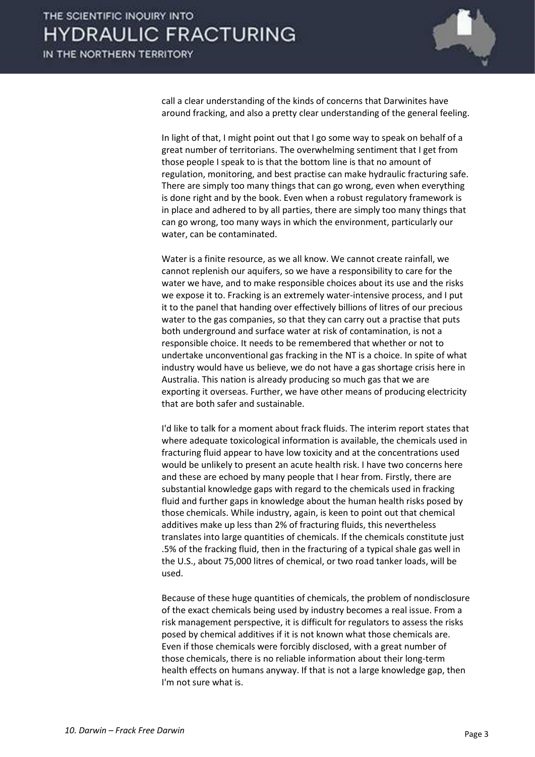call a clear understanding of the kinds of concerns that Darwinites have around fracking, and also a pretty clear understanding of the general feeling.

In light of that, I might point out that I go some way to speak on behalf of a great number of territorians. The overwhelming sentiment that I get from those people I speak to is that the bottom line is that no amount of regulation, monitoring, and best practise can make hydraulic fracturing safe. There are simply too many things that can go wrong, even when everything is done right and by the book. Even when a robust regulatory framework is in place and adhered to by all parties, there are simply too many things that can go wrong, too many ways in which the environment, particularly our water, can be contaminated.

Water is a finite resource, as we all know. We cannot create rainfall, we cannot replenish our aquifers, so we have a responsibility to care for the water we have, and to make responsible choices about its use and the risks we expose it to. Fracking is an extremely water-intensive process, and I put it to the panel that handing over effectively billions of litres of our precious water to the gas companies, so that they can carry out a practise that puts both underground and surface water at risk of contamination, is not a responsible choice. It needs to be remembered that whether or not to undertake unconventional gas fracking in the NT is a choice. In spite of what industry would have us believe, we do not have a gas shortage crisis here in Australia. This nation is already producing so much gas that we are exporting it overseas. Further, we have other means of producing electricity that are both safer and sustainable.

I'd like to talk for a moment about frack fluids. The interim report states that where adequate toxicological information is available, the chemicals used in fracturing fluid appear to have low toxicity and at the concentrations used would be unlikely to present an acute health risk. I have two concerns here and these are echoed by many people that I hear from. Firstly, there are substantial knowledge gaps with regard to the chemicals used in fracking fluid and further gaps in knowledge about the human health risks posed by those chemicals. While industry, again, is keen to point out that chemical additives make up less than 2% of fracturing fluids, this nevertheless translates into large quantities of chemicals. If the chemicals constitute just .5% of the fracking fluid, then in the fracturing of a typical shale gas well in the U.S., about 75,000 litres of chemical, or two road tanker loads, will be used.

Because of these huge quantities of chemicals, the problem of nondisclosure of the exact chemicals being used by industry becomes a real issue. From a risk management perspective, it is difficult for regulators to assess the risks posed by chemical additives if it is not known what those chemicals are. Even if those chemicals were forcibly disclosed, with a great number of those chemicals, there is no reliable information about their long-term health effects on humans anyway. If that is not a large knowledge gap, then I'm not sure what is.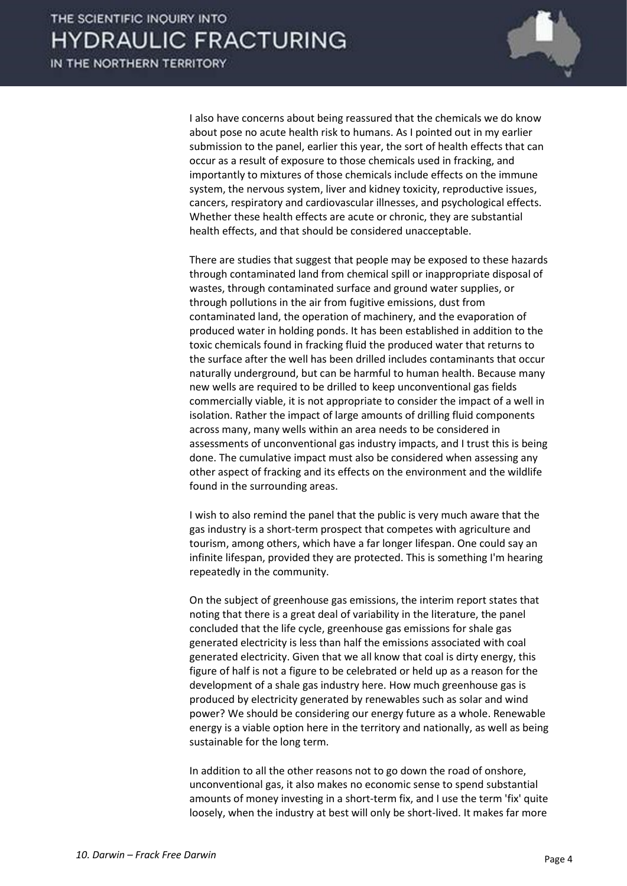I also have concerns about being reassured that the chemicals we do know about pose no acute health risk to humans. As I pointed out in my earlier submission to the panel, earlier this year, the sort of health effects that can occur as a result of exposure to those chemicals used in fracking, and importantly to mixtures of those chemicals include effects on the immune system, the nervous system, liver and kidney toxicity, reproductive issues, cancers, respiratory and cardiovascular illnesses, and psychological effects. Whether these health effects are acute or chronic, they are substantial health effects, and that should be considered unacceptable.

There are studies that suggest that people may be exposed to these hazards through contaminated land from chemical spill or inappropriate disposal of wastes, through contaminated surface and ground water supplies, or through pollutions in the air from fugitive emissions, dust from contaminated land, the operation of machinery, and the evaporation of produced water in holding ponds. It has been established in addition to the toxic chemicals found in fracking fluid the produced water that returns to the surface after the well has been drilled includes contaminants that occur naturally underground, but can be harmful to human health. Because many new wells are required to be drilled to keep unconventional gas fields commercially viable, it is not appropriate to consider the impact of a well in isolation. Rather the impact of large amounts of drilling fluid components across many, many wells within an area needs to be considered in assessments of unconventional gas industry impacts, and I trust this is being done. The cumulative impact must also be considered when assessing any other aspect of fracking and its effects on the environment and the wildlife found in the surrounding areas.

I wish to also remind the panel that the public is very much aware that the gas industry is a short-term prospect that competes with agriculture and tourism, among others, which have a far longer lifespan. One could say an infinite lifespan, provided they are protected. This is something I'm hearing repeatedly in the community.

On the subject of greenhouse gas emissions, the interim report states that noting that there is a great deal of variability in the literature, the panel concluded that the life cycle, greenhouse gas emissions for shale gas generated electricity is less than half the emissions associated with coal generated electricity. Given that we all know that coal is dirty energy, this figure of half is not a figure to be celebrated or held up as a reason for the development of a shale gas industry here. How much greenhouse gas is produced by electricity generated by renewables such as solar and wind power? We should be considering our energy future as a whole. Renewable energy is a viable option here in the territory and nationally, as well as being sustainable for the long term.

In addition to all the other reasons not to go down the road of onshore, unconventional gas, it also makes no economic sense to spend substantial amounts of money investing in a short-term fix, and I use the term 'fix' quite loosely, when the industry at best will only be short-lived. It makes far more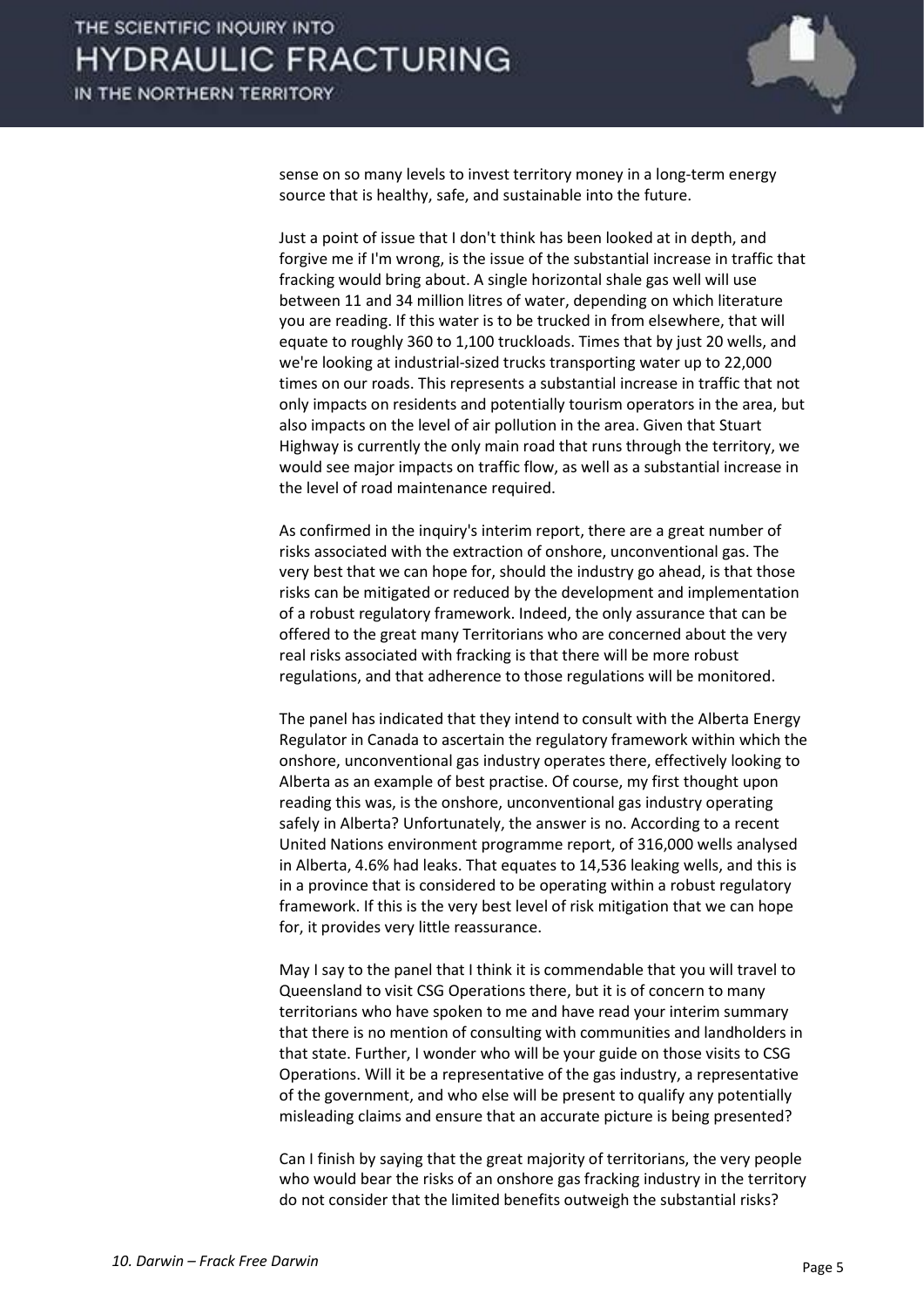sense on so many levels to invest territory money in a long-term energy source that is healthy, safe, and sustainable into the future.

Just a point of issue that I don't think has been looked at in depth, and forgive me if I'm wrong, is the issue of the substantial increase in traffic that fracking would bring about. A single horizontal shale gas well will use between 11 and 34 million litres of water, depending on which literature you are reading. If this water is to be trucked in from elsewhere, that will equate to roughly 360 to 1,100 truckloads. Times that by just 20 wells, and we're looking at industrial-sized trucks transporting water up to 22,000 times on our roads. This represents a substantial increase in traffic that not only impacts on residents and potentially tourism operators in the area, but also impacts on the level of air pollution in the area. Given that Stuart Highway is currently the only main road that runs through the territory, we would see major impacts on traffic flow, as well as a substantial increase in the level of road maintenance required.

As confirmed in the inquiry's interim report, there are a great number of risks associated with the extraction of onshore, unconventional gas. The very best that we can hope for, should the industry go ahead, is that those risks can be mitigated or reduced by the development and implementation of a robust regulatory framework. Indeed, the only assurance that can be offered to the great many Territorians who are concerned about the very real risks associated with fracking is that there will be more robust regulations, and that adherence to those regulations will be monitored.

The panel has indicated that they intend to consult with the Alberta Energy Regulator in Canada to ascertain the regulatory framework within which the onshore, unconventional gas industry operates there, effectively looking to Alberta as an example of best practise. Of course, my first thought upon reading this was, is the onshore, unconventional gas industry operating safely in Alberta? Unfortunately, the answer is no. According to a recent United Nations environment programme report, of 316,000 wells analysed in Alberta, 4.6% had leaks. That equates to 14,536 leaking wells, and this is in a province that is considered to be operating within a robust regulatory framework. If this is the very best level of risk mitigation that we can hope for, it provides very little reassurance.

May I say to the panel that I think it is commendable that you will travel to Queensland to visit CSG Operations there, but it is of concern to many territorians who have spoken to me and have read your interim summary that there is no mention of consulting with communities and landholders in that state. Further, I wonder who will be your guide on those visits to CSG Operations. Will it be a representative of the gas industry, a representative of the government, and who else will be present to qualify any potentially misleading claims and ensure that an accurate picture is being presented?

Can I finish by saying that the great majority of territorians, the very people who would bear the risks of an onshore gas fracking industry in the territory do not consider that the limited benefits outweigh the substantial risks?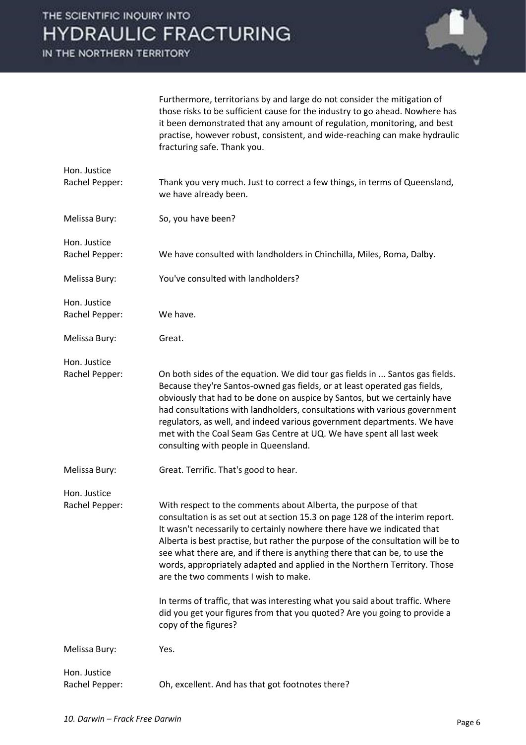Furthermore, territorians by and large do not consider the mitigation of those risks to be sufficient cause for the industry to go ahead. Nowhere has it been demonstrated that any amount of regulation, monitoring, and best practise, however robust, consistent, and wide-reaching can make hydraulic fracturing safe. Thank you.

**Hon. Justice Rachel Pepper:** Thank you very much. Just to correct a few things, in terms of Queensland, we have already been.

**Melissa Bury:** So, you have been?

**Hon. Justice Rachel Pepper:** We have consulted with landholders in Chinchilla, Miles, Roma, Dalby.

**Melissa Bury:** You've consulted with landholders?

**Hon. Justice Rachel Pepper:** We have.

**Melissa Bury:** Great.

**Hon. Justice Rachel Pepper:** On both sides of the equation. We did tour gas fields in ... Santos gas fields. Because they're Santos-owned gas fields, or at least operated gas fields, obviously that had to be done on auspice by Santos, but we certainly have had consultations with landholders, consultations with various government regulators, as well, and indeed various government departments. We have met with the Coal Seam Gas Centre at UQ. We have spent all last week consulting with people in Queensland.

**Melissa Bury:** Great. Terrific. That's good to hear.

**Hon. Justice Rachel Pepper:** With respect to the comments about Alberta, the purpose of that consultation is as set out at section 15.3 on page 128 of the interim report. It wasn't necessarily to certainly nowhere there have we indicated that Alberta is best practise, but rather the purpose of the consultation will be to see what there are, and if there is anything there that can be, to use the words, appropriately adapted and applied in the Northern Territory. Those are the two comments I wish to make.

In terms of traffic, that was interesting what you said about traffic. Where did you get your figures from that you quoted? Are you going to provide a copy of the figures?

**Melissa Bury:** Yes.

**Hon. Justice Rachel Pepper:** Oh, excellent. And has that got footnotes there?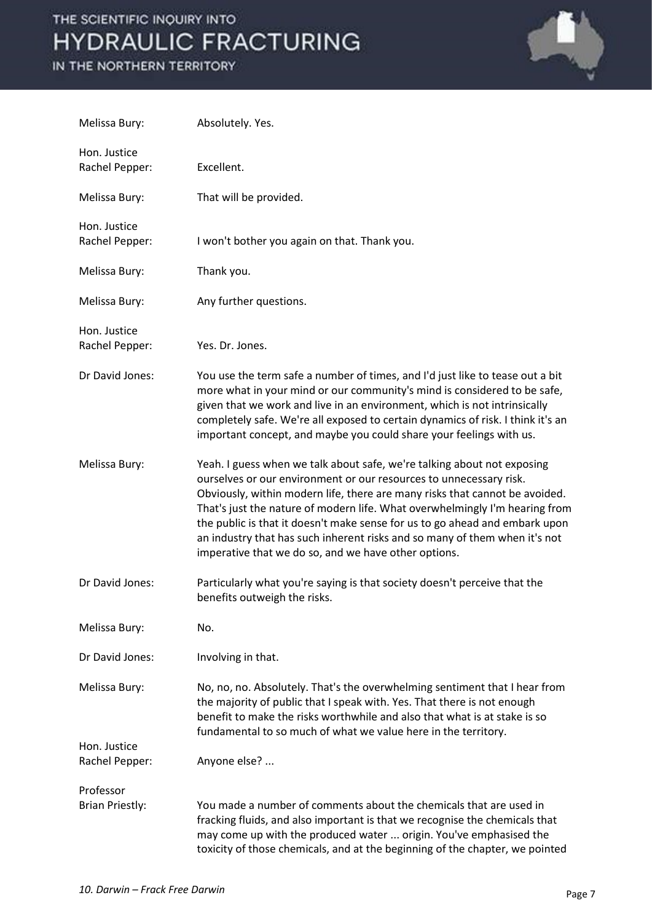Melissa Bury: Absolutely. Yes.

Hon. Justice Rachel Pepper: Excellent.

Melissa Bury: That will be provided.

Hon. Justice Rachel Pepper: I won't bother you again on that. Thank you.

Melissa Bury: Thank you.

Melissa Bury: Any further questions.

Hon. Justice Rachel Pepper: Yes. Dr. Jones.

Dr David Jones: You use the term safe a number of times, and I'd just like to tease out a bit more what in your mind or our community's mind is considered to be safe, given that we work and live in an environment, which is not intrinsically completely safe. We're all exposed to certain dynamics of risk. I think it's an important concept, and maybe you could share your feelings with us.

Melissa Bury: Yeah. I guess when we talk about safe, we're talking about not exposing ourselves or our environment or our resources to unnecessary risk. Obviously, within modern life, there are many risks that cannot be avoided. That's just the nature of modern life. What overwhelmingly I'm hearing from the public is that it doesn't make sense for us to go ahead and embark upon an industry that has such inherent risks and so many of them when it's not imperative that we do so, and we have other options.

Dr David Jones: Particularly what you're saying is that society doesn't perceive that the benefits outweigh the risks.

Melissa Bury: No.

Dr David Jones: Involving in that.

Melissa Bury: No, no, no. Absolutely. That's the overwhelming sentiment that I hear from the majority of public that I speak with. Yes. That there is not enough benefit to make the risks worthwhile and also that what is at stake is so fundamental to so much of what we value here in the territory.

Hon. Justice Rachel Pepper: Anyone else? ...

Professor Brian Priestly: You made a number of comments about the chemicals that are used in fracking fluids, and also important is that we recognise the chemicals that may come up with the produced water ... origin. You've emphasised the toxicity of those chemicals, and at the beginning of the chapter, we pointed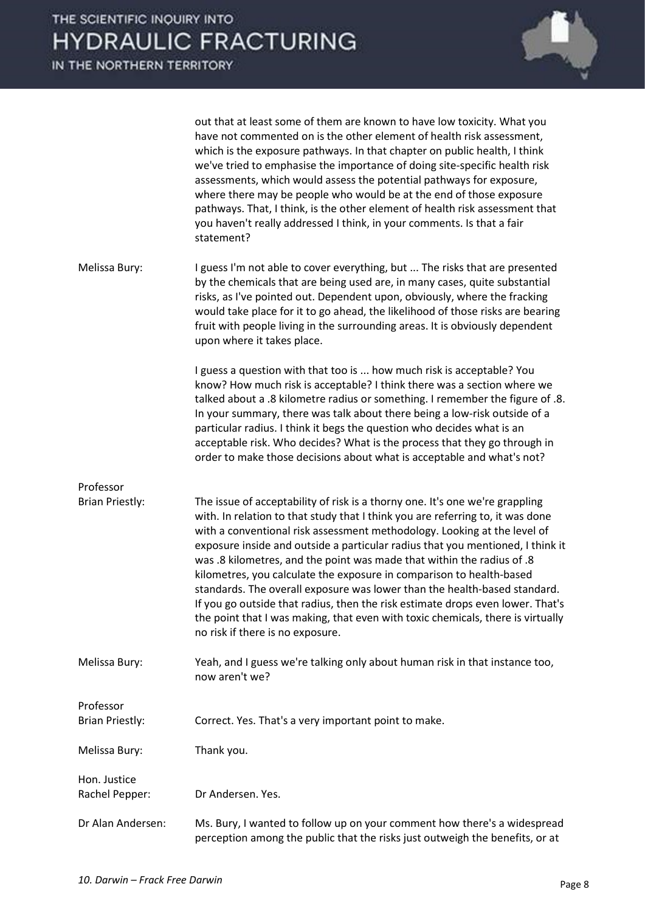out that at least some of them are known to have low toxicity. What you have not commented on is the other element of health risk assessment, which is the exposure pathways. In that chapter on public health, I think we've tried to emphasise the importance of doing site-specific health risk assessments, which would assess the potential pathways for exposure, where there may be people who would be at the end of those exposure pathways. That, I think, is the other element of health risk assessment that you haven't really addressed I think, in your comments. Is that a fair statement?

**Melissa Bury:** I guess I'm not able to cover everything, but ... The risks that are presented by the chemicals that are being used are, in many cases, quite substantial risks, as I've pointed out. Dependent upon, obviously, where the fracking would take place for it to go ahead, the likelihood of those risks are bearing fruit with people living in the surrounding areas. It is obviously dependent upon where it takes place.

I guess a question with that too is ... how much risk is acceptable? You know? How much risk is acceptable? I think there was a section where we talked about a .8 kilometre radius or something. I remember the figure of .8. In your summary, there was talk about there being a low-risk outside of a particular radius. I think it begs the question who decides what is an acceptable risk. Who decides? What is the process that they go through in order to make those decisions about what is acceptable and what's not?

**Professor Brian Priestly:** The issue of acceptability of risk is a thorny one. It's one we're grappling with. In relation to that study that I think you are referring to, it was done with a conventional risk assessment methodology. Looking at the level of exposure inside and outside a particular radius that you mentioned, I think it was .8 kilometres, and the point was made that within the radius of .8 kilometres, you calculate the exposure in comparison to health-based standards. The overall exposure was lower than the health-based standard. If you go outside that radius, then the risk estimate drops even lower. That's the point that I was making, that even with toxic chemicals, there is virtually no risk if there is no exposure.

**Melissa Bury:** Yeah, and I guess we're talking only about human risk in that instance too, now aren't we?

**Professor Brian Priestly:** Correct. Yes. That's a very important point to make.

**Melissa Bury:** Thank you.

**Hon. Justice Rachel Pepper:** Dr Andersen. Yes.

**Dr Alan Andersen:** Ms. Bury, I wanted to follow up on your comment how there's a widespread perception among the public that the risks just outweigh the benefits, or at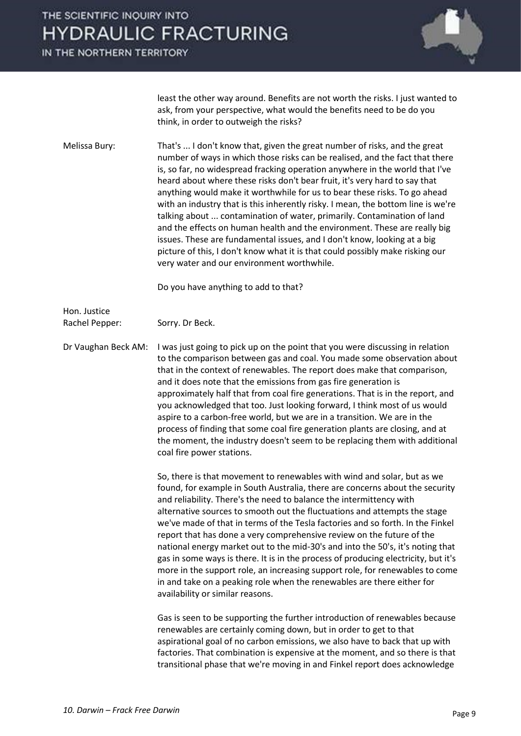least the other way around. Benefits are not worth the risks. I just wanted to ask, from your perspective, what would the benefits need to be do you think, in order to outweigh the risks?

**Melissa Bury:** That's ... I don't know that, given the great number of risks, and the great number of ways in which those risks can be realised, and the fact that there is, so far, no widespread fracking operation anywhere in the world that I've heard about where these risks don't bear fruit, it's very hard to say that anything would make it worthwhile for us to bear these risks. To go ahead with an industry that is this inherently risky. I mean, the bottom line is we're talking about ... contamination of water, primarily. Contamination of land and the effects on human health and the environment. These are really big issues. These are fundamental issues, and I don't know, looking at a big picture of this, I don't know what it is that could possibly make risking our very water and our environment worthwhile.

Do you have anything to add to that?

**Hon. Justice Rachel Pepper:** Sorry. Dr Beck.

**Dr Vaughan Beck AM:** I was just going to pick up on the point that you were discussing in relation to the comparison between gas and coal. You made some observation about that in the context of renewables. The report does make that comparison, and it does note that the emissions from gas fire generation is approximately half that from coal fire generations. That is in the report, and you acknowledged that too. Just looking forward, I think most of us would aspire to a carbon-free world, but we are in a transition. We are in the process of finding that some coal fire generation plants are closing, and at the moment, the industry doesn't seem to be replacing them with additional coal fire power stations.

So, there is that movement to renewables with wind and solar, but as we found, for example in South Australia, there are concerns about the security and reliability. There's the need to balance the intermittency with alternative sources to smooth out the fluctuations and attempts the stage we've made of that in terms of the Tesla factories and so forth. In the Finkel report that has done a very comprehensive review on the future of the national energy market out to the mid-30's and into the 50's, it's noting that gas in some ways is there. It is in the process of producing electricity, but it's more in the support role, an increasing support role, for renewables to come in and take on a peaking role when the renewables are there either for availability or similar reasons.

Gas is seen to be supporting the further introduction of renewables because renewables are certainly coming down, but in order to get to that aspirational goal of no carbon emissions, we also have to back that up with factories. That combination is expensive at the moment, and so there is that transitional phase that we're moving in and Finkel report does acknowledge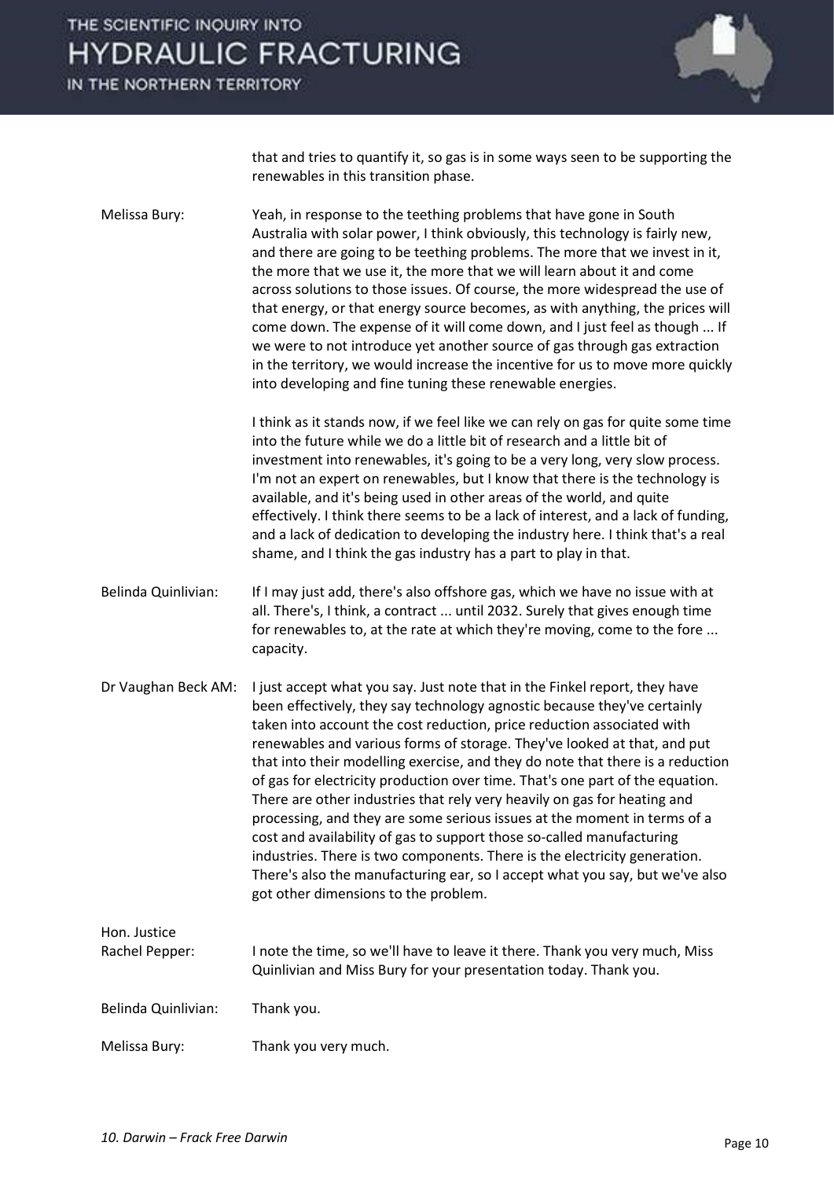that and tries to quantify it, so gas is in some ways seen to be supporting the renewables in this transition phase.

Melissa Bury: Yeah, in response to the teething problems that have gone in South Australia with solar power, I think obviously, this technology is fairly new, and there are going to be teething problems. The more that we invest in it, the more that we use it, the more that we will learn about it and come across solutions to those issues. Of course, the more widespread the use of that energy, or that energy source becomes, as with anything, the prices will come down. The expense of it will come down, and I just feel as though ... If we were to not introduce yet another source of gas through gas extraction in the territory, we would increase the incentive for us to move more quickly into developing and fine tuning these renewable energies.

I think as it stands now, if we feel like we can rely on gas for quite some time into the future while we do a little bit of research and a little bit of investment into renewables, it's going to be a very long, very slow process. I'm not an expert on renewables, but I know that there is the technology is available, and it's being used in other areas of the world, and quite effectively. I think there seems to be a lack of interest, and a lack of funding, and a lack of dedication to developing the industry here. I think that's a real shame, and I think the gas industry has a part to play in that.

Belinda Quinlivian: If I may just add, there's also offshore gas, which we have no issue with at all. There's, I think, a contract ... until 2032. Surely that gives enough time for renewables to, at the rate at which they're moving, come to the fore ... capacity.

Dr Vaughan Beck AM: I just accept what you say. Just note that in the Finkel report, they have been effectively, they say technology agnostic because they've certainly taken into account the cost reduction, price reduction associated with renewables and various forms of storage. They've looked at that, and put that into their modelling exercise, and they do note that there is a reduction of gas for electricity production over time. That's one part of the equation. There are other industries that rely very heavily on gas for heating and processing, and they are some serious issues at the moment in terms of a cost and availability of gas to support those so-called manufacturing industries. There is two components. There is the electricity generation. There's also the manufacturing ear, so I accept what you say, but we've also got other dimensions to the problem.

Hon. Justice Rachel Pepper: I note the time, so we'll have to leave it there. Thank you very much, Miss Quinlivian and Miss Bury for your presentation today. Thank you.

Belinda Quinlivian: Thank you.

Melissa Bury: Thank you very much.